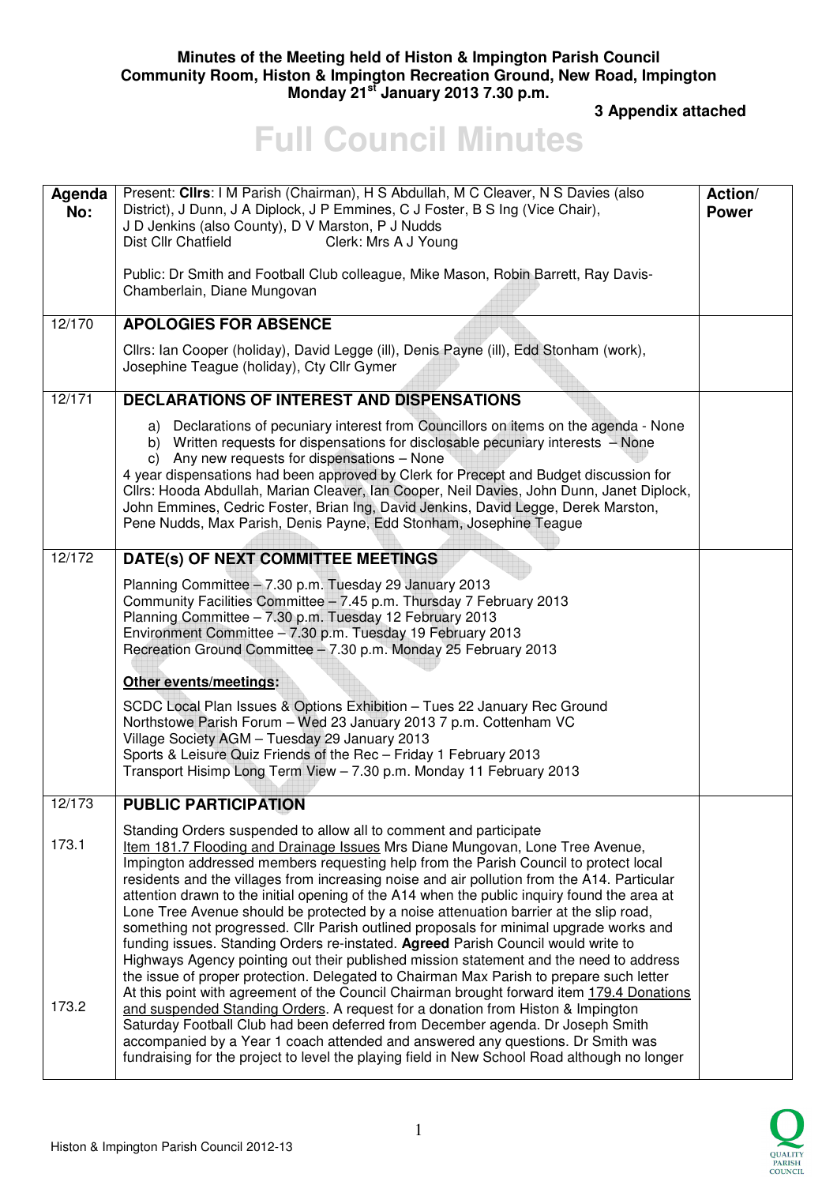**Minutes of the Meeting held of Histon & Impington Parish Council**
**Community Room, Histon & Impington Recreation Ground, New Road, Impington**
**Monday 21st January 2013 7.30 p.m.**

**3 Appendix attached**

# Full Council Minutes

| Agenda No: | Present: **Cllrs**: I M Parish (Chairman), H S Abdullah, M C Cleaver, N S Davies (also District), J Dunn, J A Diplock, J P Emmines, C J Foster, B S Ing (Vice Chair), J D Jenkins (also County), D V Marston, P J Nudds<br>Dist Cllr Chatfield Clerk: Mrs A J Young<br><br>Public: Dr Smith and Football Club colleague, Mike Mason, Robin Barrett, Ray Davis-Chamberlain, Diane Mungovan | Action/ Power |
|---|---|---|
| 12/170 | **APOLOGIES FOR ABSENCE**<br><br>Cllrs: Ian Cooper (holiday), David Legge (ill), Denis Payne (ill), Edd Stonham (work), Josephine Teague (holiday), Cty Cllr Gymer | |
| 12/171 | **DECLARATIONS OF INTEREST AND DISPENSATIONS**<br><br>a) Declarations of pecuniary interest from Councillors on items on the agenda - None<br>b) Written requests for dispensations for disclosable pecuniary interests – None<br>c) Any new requests for dispensations – None<br>4 year dispensations had been approved by Clerk for Precept and Budget discussion for Cllrs: Hooda Abdullah, Marian Cleaver, Ian Cooper, Neil Davies, John Dunn, Janet Diplock, John Emmines, Cedric Foster, Brian Ing, David Jenkins, David Legge, Derek Marston, Pene Nudds, Max Parish, Denis Payne, Edd Stonham, Josephine Teague | |
| 12/172 | **DATE(s) OF NEXT COMMITTEE MEETINGS**<br><br>Planning Committee – 7.30 p.m. Tuesday 29 January 2013<br>Community Facilities Committee – 7.45 p.m. Thursday 7 February 2013<br>Planning Committee – 7.30 p.m. Tuesday 12 February 2013<br>Environment Committee – 7.30 p.m. Tuesday 19 February 2013<br>Recreation Ground Committee – 7.30 p.m. Monday 25 February 2013<br><br>**Other events/meetings:**<br><br>SCDC Local Plan Issues & Options Exhibition – Tues 22 January Rec Ground<br>Northstowe Parish Forum – Wed 23 January 2013 7 p.m. Cottenham VC<br>Village Society AGM – Tuesday 29 January 2013<br>Sports & Leisure Quiz Friends of the Rec – Friday 1 February 2013<br>Transport Hisimp Long Term View – 7.30 p.m. Monday 11 February 2013 | |
| 12/173 | **PUBLIC PARTICIPATION** | |
| 173.1 | Standing Orders suspended to allow all to comment and participate<br>Item 181.7 Flooding and Drainage Issues Mrs Diane Mungovan, Lone Tree Avenue, Impington addressed members requesting help from the Parish Council to protect local residents and the villages from increasing noise and air pollution from the A14. Particular attention drawn to the initial opening of the A14 when the public inquiry found the area at Lone Tree Avenue should be protected by a noise attenuation barrier at the slip road, something not progressed. Cllr Parish outlined proposals for minimal upgrade works and funding issues. Standing Orders re-instated. **Agreed** Parish Council would write to Highways Agency pointing out their published mission statement and the need to address the issue of proper protection. Delegated to Chairman Max Parish to prepare such letter | |
| 173.2 | At this point with agreement of the Council Chairman brought forward item 179.4 Donations and suspended Standing Orders. A request for a donation from Histon & Impington Saturday Football Club had been deferred from December agenda. Dr Joseph Smith accompanied by a Year 1 coach attended and answered any questions. Dr Smith was fundraising for the project to level the playing field in New School Road although no longer | |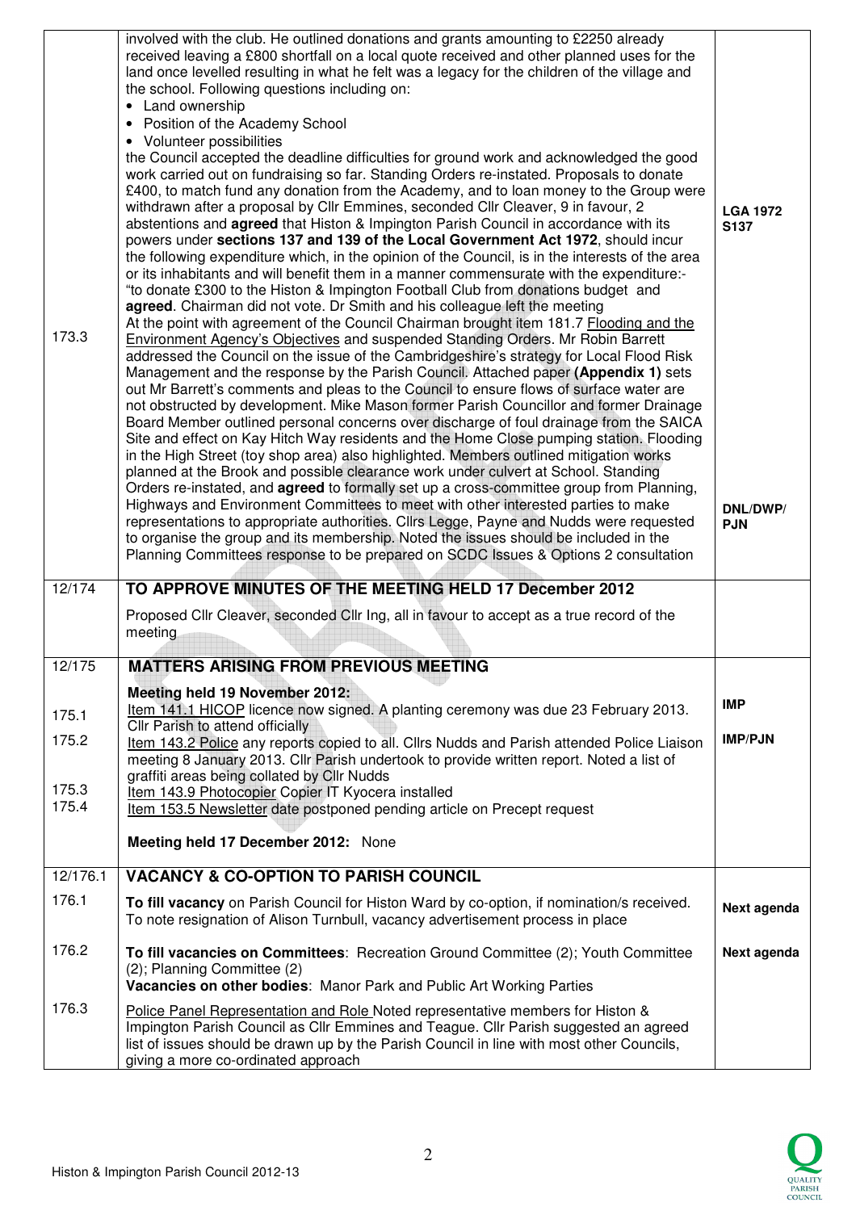| | | |
|---|---|---|
| 173.3 | involved with the club. He outlined donations and grants amounting to £2250 already received leaving a £800 shortfall on a local quote received and other planned uses for the land once levelled resulting in what he felt was a legacy for the children of the village and the school. Following questions including on:<br>• Land ownership<br>• Position of the Academy School<br>• Volunteer possibilities<br>the Council accepted the deadline difficulties for ground work and acknowledged the good work carried out on fundraising so far. Standing Orders re-instated. Proposals to donate £400, to match fund any donation from the Academy, and to loan money to the Group were withdrawn after a proposal by Cllr Emmines, seconded Cllr Cleaver, 9 in favour, 2 abstentions and **agreed** that Histon & Impington Parish Council in accordance with its powers under **sections 137 and 139 of the Local Government Act 1972**, should incur the following expenditure which, in the opinion of the Council, is in the interests of the area or its inhabitants and will benefit them in a manner commensurate with the expenditure:- "to donate £300 to the Histon & Impington Football Club from donations budget and **agreed**. Chairman did not vote. Dr Smith and his colleague left the meeting<br>At the point with agreement of the Council Chairman brought item 181.7 Flooding and the Environment Agency's Objectives and suspended Standing Orders. Mr Robin Barrett addressed the Council on the issue of the Cambridgeshire's strategy for Local Flood Risk Management and the response by the Parish Council. Attached paper **(Appendix 1)** sets out Mr Barrett's comments and pleas to the Council to ensure flows of surface water are not obstructed by development. Mike Mason former Parish Councillor and former Drainage Board Member outlined personal concerns over discharge of foul drainage from the SAICA Site and effect on Kay Hitch Way residents and the Home Close pumping station. Flooding in the High Street (toy shop area) also highlighted. Members outlined mitigation works planned at the Brook and possible clearance work under culvert at School. Standing Orders re-instated, and **agreed** to formally set up a cross-committee group from Planning, Highways and Environment Committees to meet with other interested parties to make representations to appropriate authorities. Cllrs Legge, Payne and Nudds were requested to organise the group and its membership. Noted the issues should be included in the Planning Committees response to be prepared on SCDC Issues & Options 2 consultation | **LGA 1972 S137**<br><br>**DNL/DWP/ PJN** |
| 12/174 | **TO APPROVE MINUTES OF THE MEETING HELD 17 December 2012**<br><br>Proposed Cllr Cleaver, seconded Cllr Ing, all in favour to accept as a true record of the meeting | |
| 12/175 | **MATTERS ARISING FROM PREVIOUS MEETING** | |
| | **Meeting held 19 November 2012:** | |
| 175.1 | Item 141.1 HICOP licence now signed. A planting ceremony was due 23 February 2013. Cllr Parish to attend officially | **IMP** |
| 175.2 | Item 143.2 Police any reports copied to all. Cllrs Nudds and Parish attended Police Liaison meeting 8 January 2013. Cllr Parish undertook to provide written report. Noted a list of graffiti areas being collated by Cllr Nudds | **IMP/PJN** |
| 175.3 | Item 143.9 Photocopier Copier IT Kyocera installed | |
| 175.4 | Item 153.5 Newsletter date postponed pending article on Precept request | |
| | **Meeting held 17 December 2012:** None | |
| 12/176.1 | **VACANCY & CO-OPTION TO PARISH COUNCIL** | |
| 176.1 | **To fill vacancy** on Parish Council for Histon Ward by co-option, if nomination/s received. To note resignation of Alison Turnbull, vacancy advertisement process in place | **Next agenda** |
| 176.2 | **To fill vacancies on Committees**: Recreation Ground Committee (2); Youth Committee (2); Planning Committee (2)<br>**Vacancies on other bodies**: Manor Park and Public Art Working Parties | **Next agenda** |
| 176.3 | Police Panel Representation and Role Noted representative members for Histon & Impington Parish Council as Cllr Emmines and Teague. Cllr Parish suggested an agreed list of issues should be drawn up by the Parish Council in line with most other Councils, giving a more co-ordinated approach | |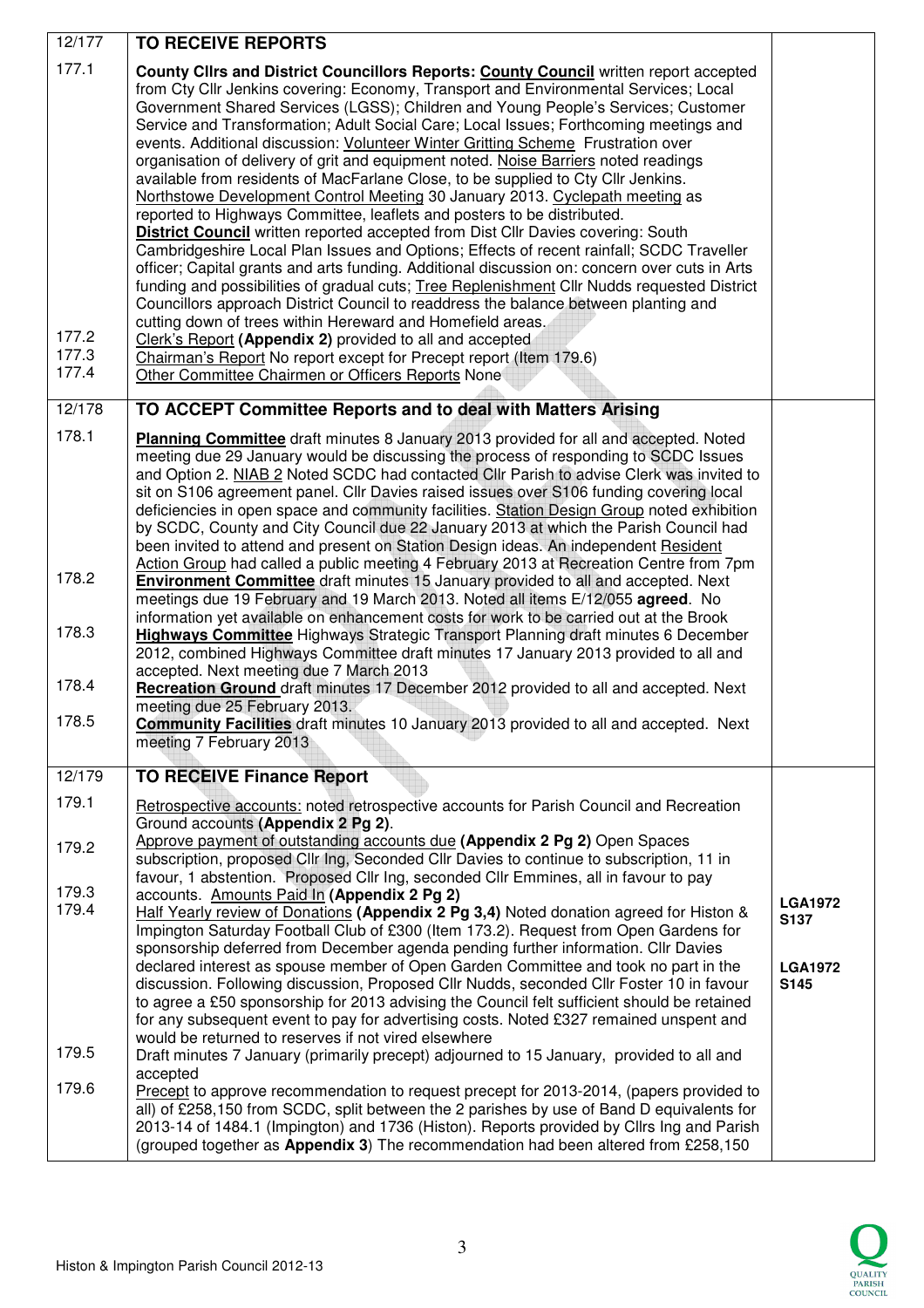| | | |
|---|---|---|
| 12/177 | **TO RECEIVE REPORTS** | |
| 177.1 | **County Cllrs and District Councillors Reports: County Council** written report accepted from Cty Cllr Jenkins covering: Economy, Transport and Environmental Services; Local Government Shared Services (LGSS); Children and Young People's Services; Customer Service and Transformation; Adult Social Care; Local Issues; Forthcoming meetings and events. Additional discussion: Volunteer Winter Gritting Scheme Frustration over organisation of delivery of grit and equipment noted. Noise Barriers noted readings available from residents of MacFarlane Close, to be supplied to Cty Cllr Jenkins. Northstowe Development Control Meeting 30 January 2013. Cyclepath meeting as reported to Highways Committee, leaflets and posters to be distributed. **District Council** written reported accepted from Dist Cllr Davies covering: South Cambridgeshire Local Plan Issues and Options; Effects of recent rainfall; SCDC Traveller officer; Capital grants and arts funding. Additional discussion on: concern over cuts in Arts funding and possibilities of gradual cuts; Tree Replenishment Cllr Nudds requested District Councillors approach District Council to readdress the balance between planting and cutting down of trees within Hereward and Homefield areas. | |
| 177.2 | Clerk's Report **(Appendix 2)** provided to all and accepted | |
| 177.3 | Chairman's Report No report except for Precept report (Item 179.6) | |
| 177.4 | Other Committee Chairmen or Officers Reports None | |
| 12/178 | **TO ACCEPT Committee Reports and to deal with Matters Arising** | |
| 178.1 | **Planning Committee** draft minutes 8 January 2013 provided for all and accepted. Noted meeting due 29 January would be discussing the process of responding to SCDC Issues and Option 2. NIAB 2 Noted SCDC had contacted Cllr Parish to advise Clerk was invited to sit on S106 agreement panel. Cllr Davies raised issues over S106 funding covering local deficiencies in open space and community facilities. Station Design Group noted exhibition by SCDC, County and City Council due 22 January 2013 at which the Parish Council had been invited to attend and present on Station Design ideas. An independent Resident Action Group had called a public meeting 4 February 2013 at Recreation Centre from 7pm | |
| 178.2 | **Environment Committee** draft minutes 15 January provided to all and accepted. Next meetings due 19 February and 19 March 2013. Noted all items E/12/055 **agreed**. No information yet available on enhancement costs for work to be carried out at the Brook | |
| 178.3 | **Highways Committee** Highways Strategic Transport Planning draft minutes 6 December 2012, combined Highways Committee draft minutes 17 January 2013 provided to all and accepted. Next meeting due 7 March 2013 | |
| 178.4 | **Recreation Ground** draft minutes 17 December 2012 provided to all and accepted. Next meeting due 25 February 2013. | |
| 178.5 | **Community Facilities** draft minutes 10 January 2013 provided to all and accepted. Next meeting 7 February 2013 | |
| 12/179 | **TO RECEIVE Finance Report** | |
| 179.1 | Retrospective accounts: noted retrospective accounts for Parish Council and Recreation Ground accounts **(Appendix 2 Pg 2)**. | |
| 179.2 | Approve payment of outstanding accounts due **(Appendix 2 Pg 2)** Open Spaces subscription, proposed Cllr Ing, Seconded Cllr Davies to continue to subscription, 11 in favour, 1 abstention. Proposed Cllr Ing, seconded Cllr Emmines, all in favour to pay accounts. | |
| 179.3 | Amounts Paid In **(Appendix 2 Pg 2)** | |
| 179.4 | Half Yearly review of Donations **(Appendix 2 Pg 3,4)** Noted donation agreed for Histon & Impington Saturday Football Club of £300 (Item 173.2). Request from Open Gardens for sponsorship deferred from December agenda pending further information. Cllr Davies declared interest as spouse member of Open Garden Committee and took no part in the discussion. Following discussion, Proposed Cllr Nudds, seconded Cllr Foster 10 in favour to agree a £50 sponsorship for 2013 advising the Council felt sufficient should be retained for any subsequent event to pay for advertising costs. Noted £327 remained unspent and would be returned to reserves if not vired elsewhere | **LGA1972 S137**<br><br>**LGA1972 S145** |
| 179.5 | Draft minutes 7 January (primarily precept) adjourned to 15 January, provided to all and accepted | |
| 179.6 | Precept to approve recommendation to request precept for 2013-2014, (papers provided to all) of £258,150 from SCDC, split between the 2 parishes by use of Band D equivalents for 2013-14 of 1484.1 (Impington) and 1736 (Histon). Reports provided by Cllrs Ing and Parish (grouped together as **Appendix 3**) The recommendation had been altered from £258,150 | |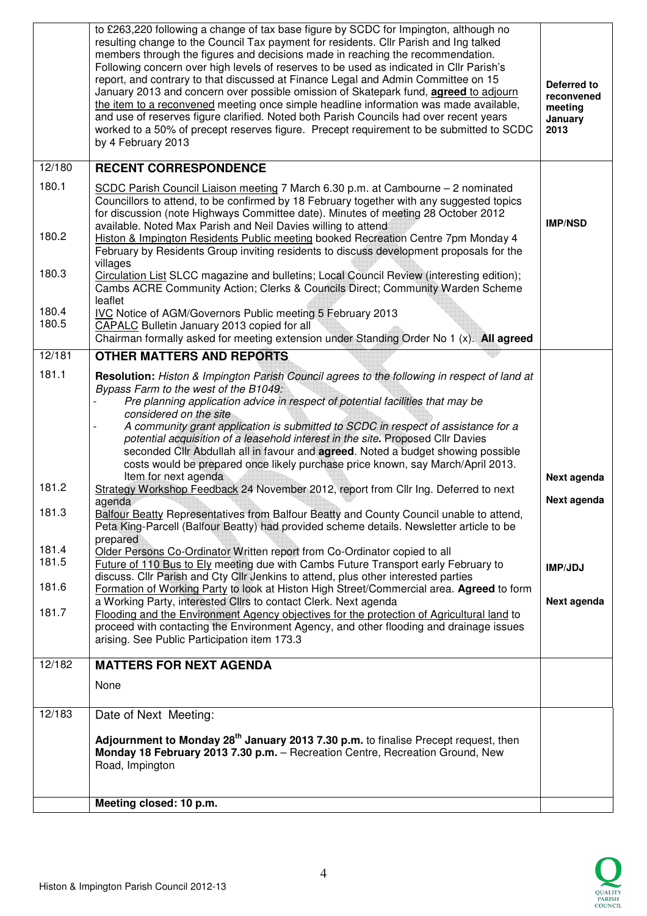| | | |
|---|---|---|
| | to £263,220 following a change of tax base figure by SCDC for Impington, although no resulting change to the Council Tax payment for residents. Cllr Parish and Ing talked members through the figures and decisions made in reaching the recommendation. Following concern over high levels of reserves to be used as indicated in Cllr Parish's report, and contrary to that discussed at Finance Legal and Admin Committee on 15 January 2013 and concern over possible omission of Skatepark fund, **agreed** to adjourn the item to a reconvened meeting once simple headline information was made available, and use of reserves figure clarified. Noted both Parish Councils had over recent years worked to a 50% of precept reserves figure. Precept requirement to be submitted to SCDC by 4 February 2013 | **Deferred to reconvened meeting January 2013** |
| 12/180 | **RECENT CORRESPONDENCE** | |
| 180.1 | SCDC Parish Council Liaison meeting 7 March 6.30 p.m. at Cambourne – 2 nominated Councillors to attend, to be confirmed by 18 February together with any suggested topics for discussion (note Highways Committee date). Minutes of meeting 28 October 2012 available. Noted Max Parish and Neil Davies willing to attend | **IMP/NSD** |
| 180.2 | Histon & Impington Residents Public meeting booked Recreation Centre 7pm Monday 4 February by Residents Group inviting residents to discuss development proposals for the villages | |
| 180.3 | Circulation List SLCC magazine and bulletins; Local Council Review (interesting edition); Cambs ACRE Community Action; Clerks & Councils Direct; Community Warden Scheme leaflet | |
| 180.4 | IVC Notice of AGM/Governors Public meeting 5 February 2013 | |
| 180.5 | CAPALC Bulletin January 2013 copied for all<br>Chairman formally asked for meeting extension under Standing Order No 1 (x). **All agreed** | |
| 12/181 | **OTHER MATTERS AND REPORTS** | |
| 181.1 | **Resolution:** *Histon & Impington Parish Council agrees to the following in respect of land at Bypass Farm to the west of the B1049:*<br>- *Pre planning application advice in respect of potential facilities that may be considered on the site*<br>- *A community grant application is submitted to SCDC in respect of assistance for a potential acquisition of a leasehold interest in the site.* Proposed Cllr Davies seconded Cllr Abdullah all in favour and **agreed**. Noted a budget showing possible costs would be prepared once likely purchase price known, say March/April 2013. Item for next agenda | **Next agenda** |
| 181.2 | Strategy Workshop Feedback 24 November 2012, report from Cllr Ing. Deferred to next agenda | **Next agenda** |
| 181.3 | Balfour Beatty Representatives from Balfour Beatty and County Council unable to attend, Peta King-Parcell (Balfour Beatty) had provided scheme details. Newsletter article to be prepared | |
| 181.4 | Older Persons Co-Ordinator Written report from Co-Ordinator copied to all | |
| 181.5 | Future of 110 Bus to Ely meeting due with Cambs Future Transport early February to discuss. Cllr Parish and Cty Cllr Jenkins to attend, plus other interested parties | **IMP/JDJ** |
| 181.6 | Formation of Working Party to look at Histon High Street/Commercial area. **Agreed** to form a Working Party, interested Cllrs to contact Clerk. Next agenda | **Next agenda** |
| 181.7 | Flooding and the Environment Agency objectives for the protection of Agricultural land to proceed with contacting the Environment Agency, and other flooding and drainage issues arising. See Public Participation item 173.3 | |
| 12/182 | **MATTERS FOR NEXT AGENDA**<br><br>None | |
| 12/183 | Date of Next Meeting:<br><br>**Adjournment to Monday 28th January 2013 7.30 p.m.** to finalise Precept request, then **Monday 18 February 2013 7.30 p.m.** – Recreation Centre, Recreation Ground, New Road, Impington | |
| | **Meeting closed: 10 p.m.** | |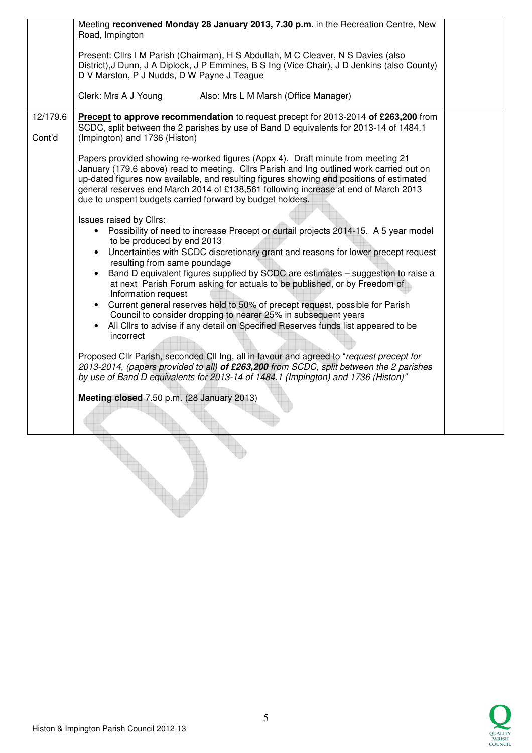| | | |
|---|---|---|
| | Meeting **reconvened Monday 28 January 2013, 7.30 p.m.** in the Recreation Centre, New Road, Impington<br><br>Present: Cllrs I M Parish (Chairman), H S Abdullah, M C Cleaver, N S Davies (also District),J Dunn, J A Diplock, J P Emmines, B S Ing (Vice Chair), J D Jenkins (also County) D V Marston, P J Nudds, D W Payne J Teague<br><br>Clerk: Mrs A J Young Also: Mrs L M Marsh (Office Manager) | |
| 12/179.6<br><br>Cont'd | **Precept to approve recommendation** to request precept for 2013-2014 **of £263,200** from SCDC, split between the 2 parishes by use of Band D equivalents for 2013-14 of 1484.1 (Impington) and 1736 (Histon)<br><br>Papers provided showing re-worked figures (Appx 4). Draft minute from meeting 21 January (179.6 above) read to meeting. Cllrs Parish and Ing outlined work carried out on up-dated figures now available, and resulting figures showing end positions of estimated general reserves end March 2014 of £138,561 following increase at end of March 2013 due to unspent budgets carried forward by budget holders.<br><br>Issues raised by Cllrs:<br>• Possibility of need to increase Precept or curtail projects 2014-15. A 5 year model to be produced by end 2013<br>• Uncertainties with SCDC discretionary grant and reasons for lower precept request resulting from same poundage<br>• Band D equivalent figures supplied by SCDC are estimates – suggestion to raise a at next Parish Forum asking for actuals to be published, or by Freedom of Information request<br>• Current general reserves held to 50% of precept request, possible for Parish Council to consider dropping to nearer 25% in subsequent years<br>• All Cllrs to advise if any detail on Specified Reserves funds list appeared to be incorrect<br><br>Proposed Cllr Parish, seconded Cll Ing, all in favour and agreed to "*request precept for 2013-2014, (papers provided to all)* ***of £263,200*** *from SCDC, split between the 2 parishes by use of Band D equivalents for 2013-14 of 1484.1 (Impington) and 1736 (Histon)*"<br><br>**Meeting closed** 7.50 p.m. (28 January 2013) | |

DRAFT